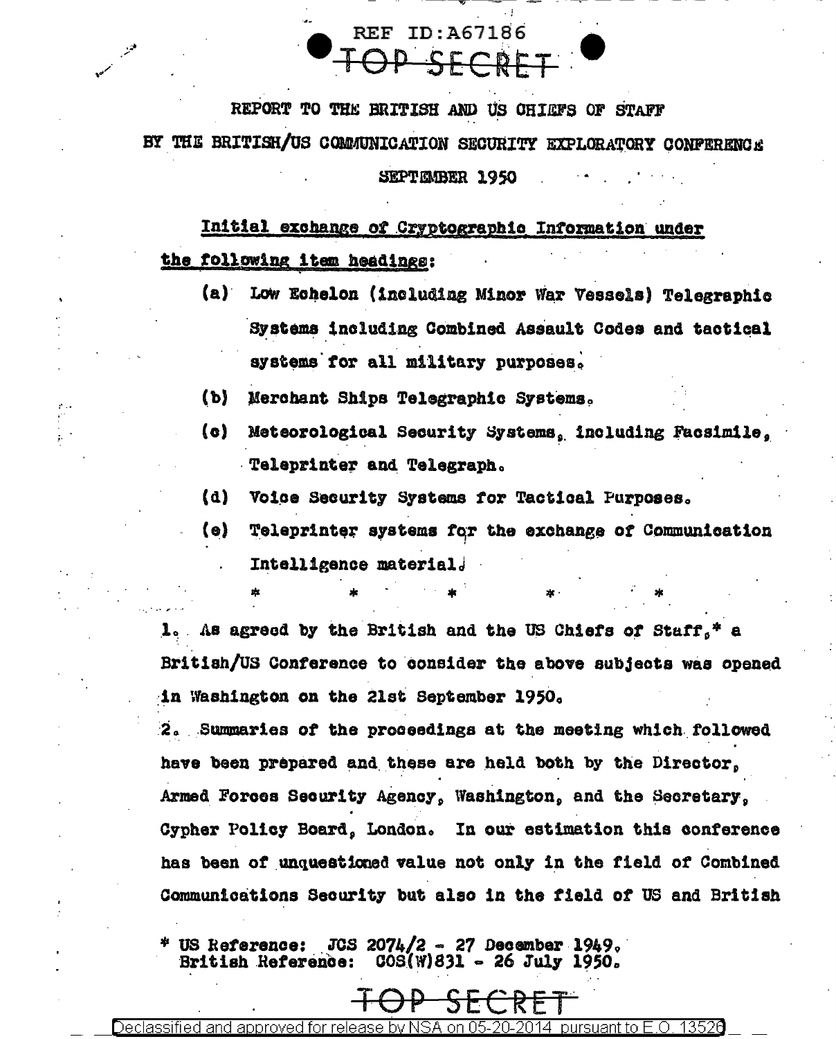REPORT TO THE BRITISH AND US CHIEFS OF STAFF

BY THE BRITISH/US COMMUNICATION SECURITY EXPLORATORY CONFERENCE

SEPTEMBER 1950

**Initial exchange of Cryptographic Information under the following item headings:**

(a) Low Echelon (including Minor War Vessels) Telegraphic Systems including Combined Assault Codes and tactical systems for all military purposes.

(b) Merchant Ships Telegraphic Systems.

(c) Meteorological Security Systems, including Facsimile, Teleprinter and Telegraph.

(d) Voice Security Systems for Tactical Purposes.

(e) Teleprinter systems for the exchange of Communication Intelligence material.

\* \* \* \* \*

1. As agreed by the British and the US Chiefs of Staff,* a British/US Conference to consider the above subjects was opened in Washington on the 21st September 1950.

2. Summaries of the proceedings at the meeting which followed have been prepared and these are held both by the Director, Armed Forces Security Agency, Washington, and the Secretary, Cypher Policy Board, London. In our estimation this conference has been of unquestioned value not only in the field of Combined Communications Security but also in the field of US and British

\* US Reference: JCS 2074/2 - 27 December 1949.
British Reference: COS(W)831 - 26 July 1950.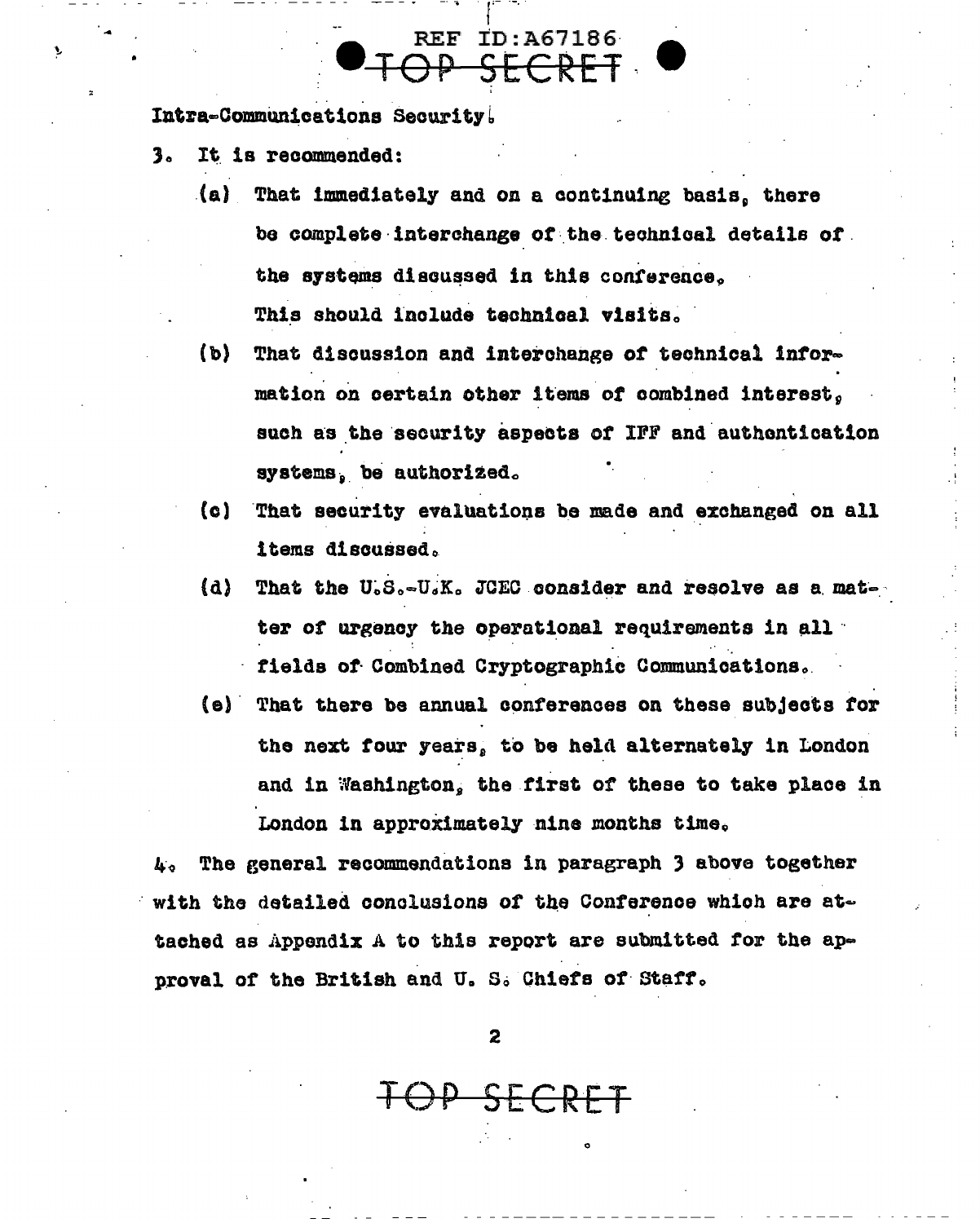Intra-Communications Security.

3. It is recommended:

   (a) That immediately and on a continuing basis, there be complete interchange of the technical details of the systems discussed in this conference. This should include technical visits.

   (b) That discussion and interchange of technical information on certain other items of combined interest, such as the security aspects of IFF and authentication systems, be authorized.

   (c) That security evaluations be made and exchanged on all items discussed.

   (d) That the U.S.-U.K. JCEC consider and resolve as a matter of urgency the operational requirements in all fields of Combined Cryptographic Communications.

   (e) That there be annual conferences on these subjects for the next four years, to be held alternately in London and in Washington, the first of these to take place in London in approximately nine months time.

4. The general recommendations in paragraph 3 above together with the detailed conclusions of the Conference which are attached as Appendix A to this report are submitted for the approval of the British and U. S. Chiefs of Staff.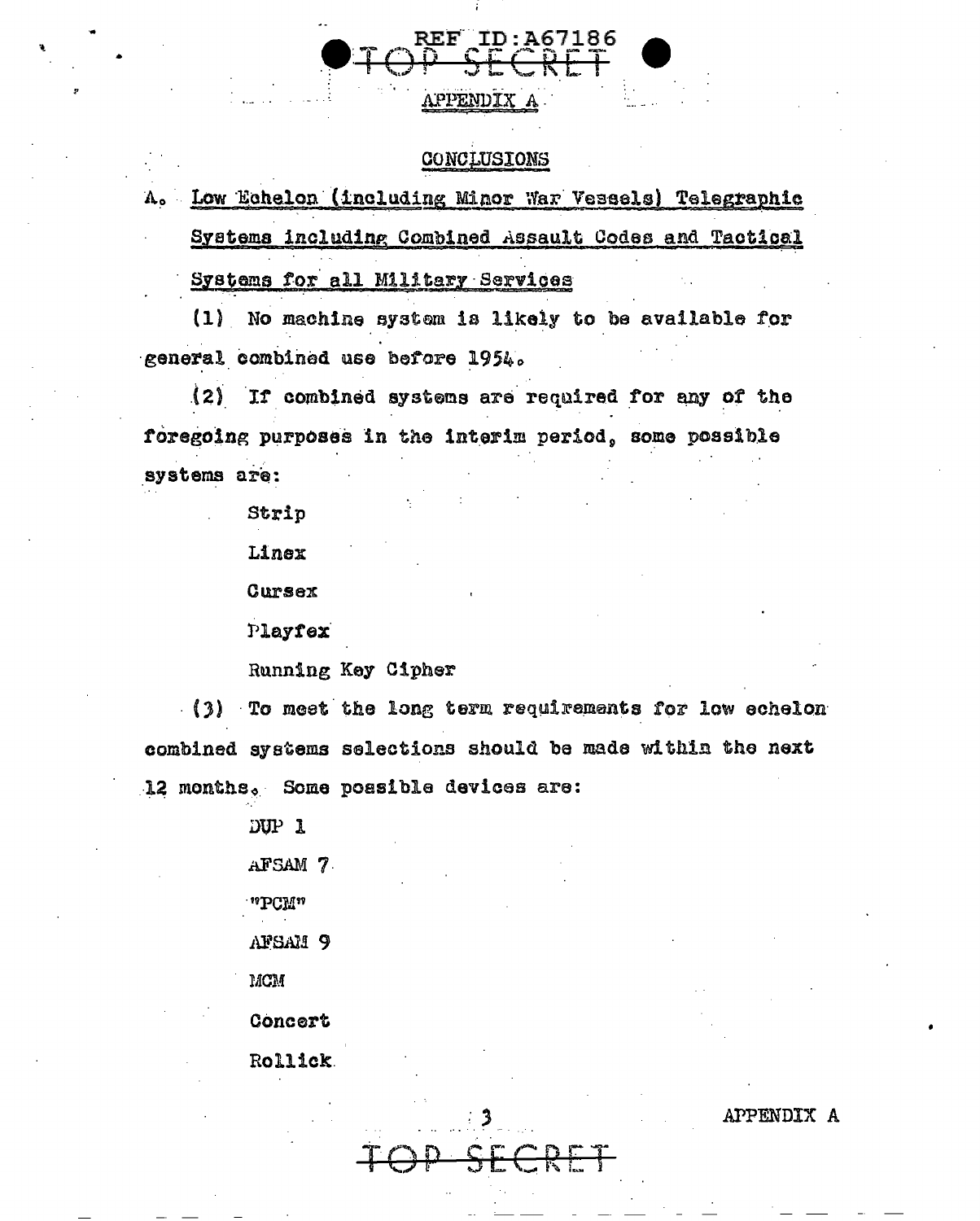# APPENDIX A

## CONCLUSIONS

A. Low Echelon (including Minor War Vessels) Telegraphic Systems including Combined Assault Codes and Tactical Systems for all Military Services

(1) No machine system is likely to be available for general combined use before 1954.

(2) If combined systems are required for any of the foregoing purposes in the interim period, some possible systems are:

- Strip
- Linex
- Cursex
- Playfex
- Running Key Cipher

(3) To meet the long term requirements for low echelon combined systems selections should be made within the next 12 months. Some possible devices are:

- DUP 1
- AFSAM 7
- "PCM"
- AFSAM 9
- MCM
- Concert
- Rollick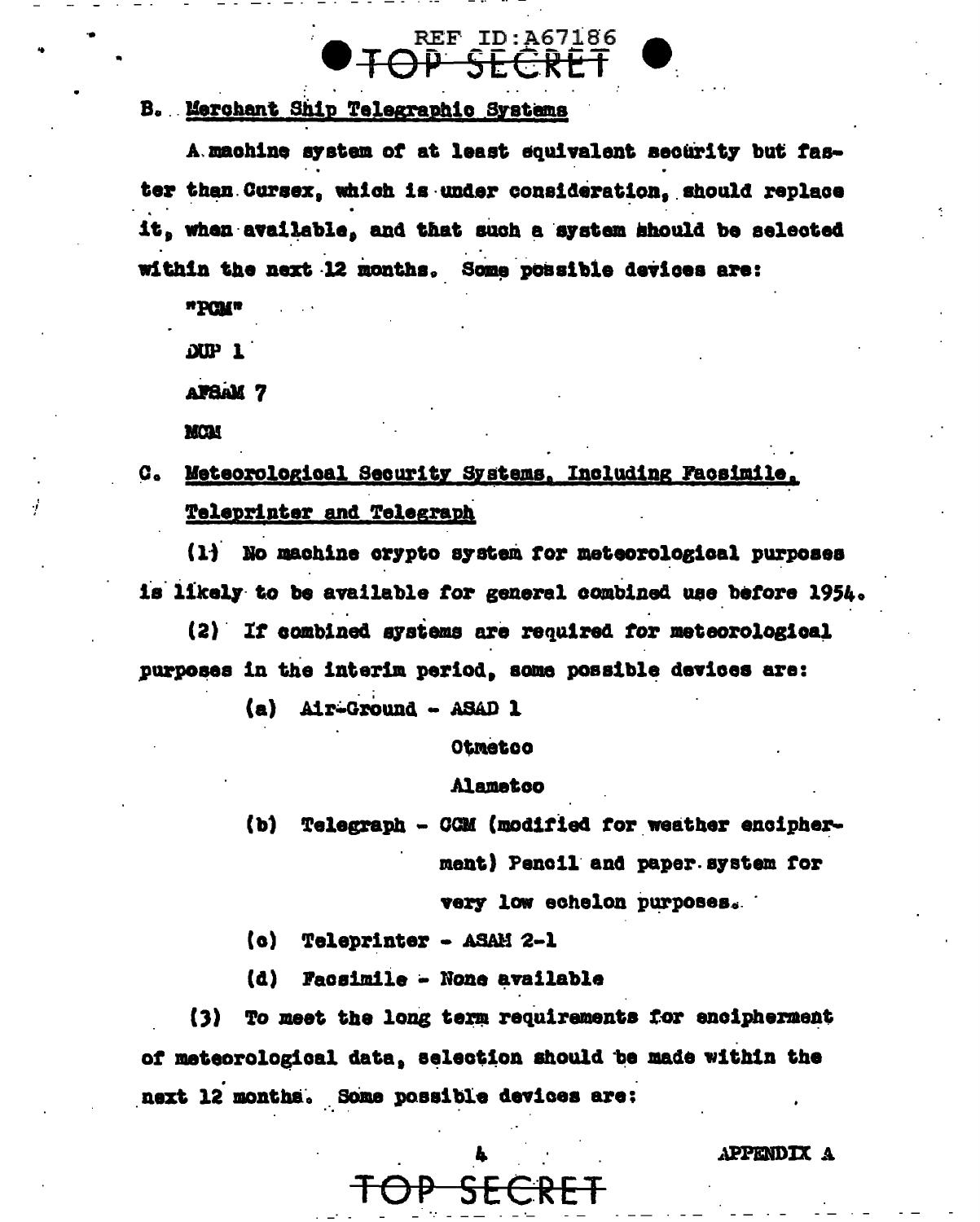B. Merchant Ship Telegraphic Systems

A machine system of at least equivalent security but faster than Cursex, which is under consideration, should replace it, when available, and that such a system should be selected within the next 12 months. Some possible devices are:

"PCM"

DUP 1

AFSAM 7

MCM

C. Meteorological Security Systems, Including Facsimile, Teleprinter and Telegraph

(1) No machine crypto system for meteorological purposes is likely to be available for general combined use before 1954.

(2) If combined systems are required for meteorological purposes in the interim period, some possible devices are:

(a) Air-Ground - ASAD 1
Otmetco
Alametco

(b) Telegraph - CCM (modified for weather encipherment) Pencil and paper system for very low echelon purposes.

(c) Teleprinter - ASAM 2-1

(d) Facsimile - None available

(3) To meet the long term requirements for encipherment of meteorological data, selection should be made within the next 12 months. Some possible devices are:

APPENDIX A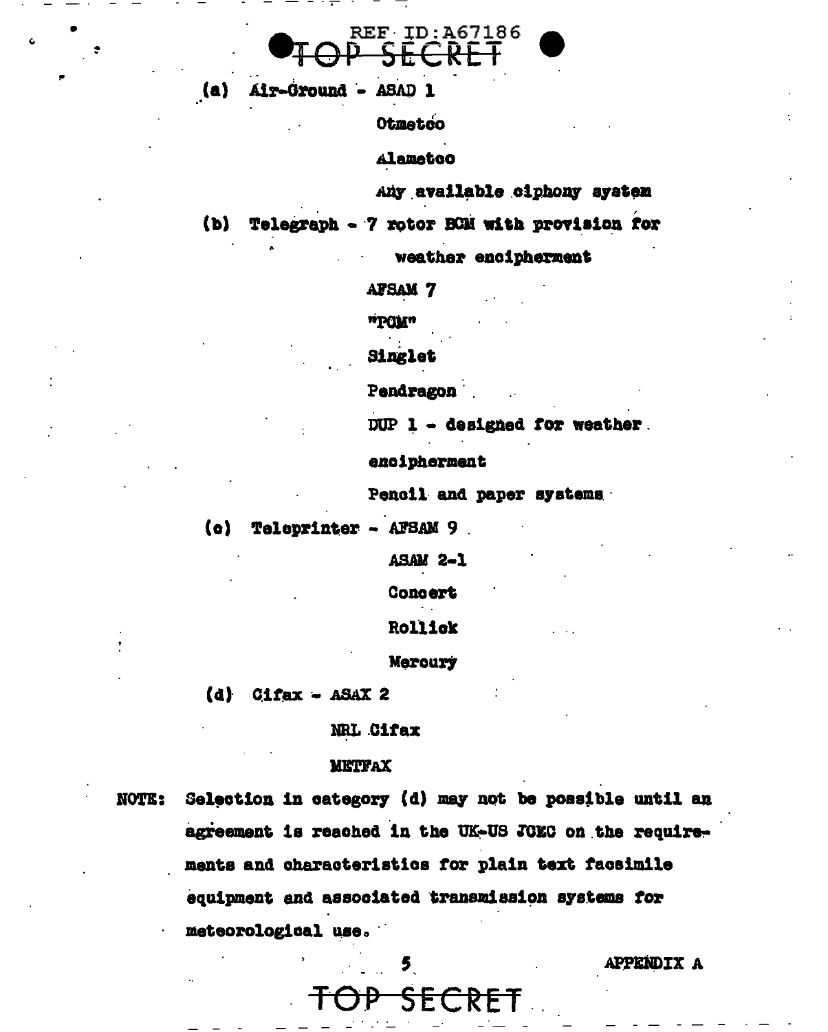(a) Air-Ground - ASAD 1

Otmetco

Alametco

Any available ciphony system

(b) Telegraph - 7 rotor BCM with provision for weather encipherment

AFSAM 7

"PCM"

Singlet

Pendragon

DUP 1 - designed for weather encipherment

Pencil and paper systems

(c) Teleprinter - AFSAM 9

ASAM 2-1

Concert

Rollick

Mercury

(d) Cifax - ASAX 2

NRL Cifax

METFAX

NOTE: Selection in category (d) may not be possible until an agreement is reached in the UK-US JCEC on the requirements and characteristics for plain text facsimile equipment and associated transmission systems for meteorological use.

APPENDIX A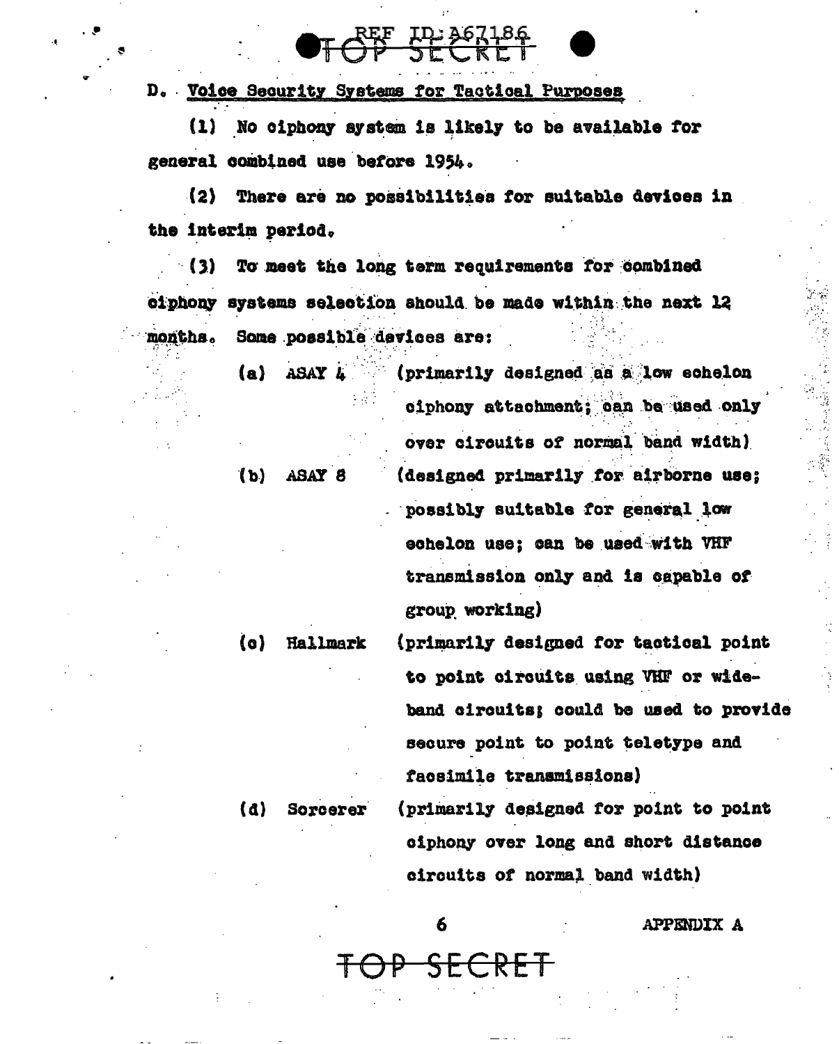D. Voice Security Systems for Tactical Purposes

(1) No ciphony system is likely to be available for general combined use before 1954.

(2) There are no possibilities for suitable devices in the interim period.

(3) To meet the long term requirements for combined ciphony systems selection should be made within the next 12 months. Some possible devices are:

(a) ASAY 4 (primarily designed as a low echelon ciphony attachment; can be used only over circuits of normal band width)

(b) ASAY 8 (designed primarily for airborne use; possibly suitable for general low echelon use; can be used with VHF transmission only and is capable of group working)

(c) Hallmark (primarily designed for tactical point to point circuits using VHF or wide-band circuits; could be used to provide secure point to point teletype and facsimile transmissions)

(d) Sorcerer (primarily designed for point to point ciphony over long and short distance circuits of normal band width)

APPENDIX A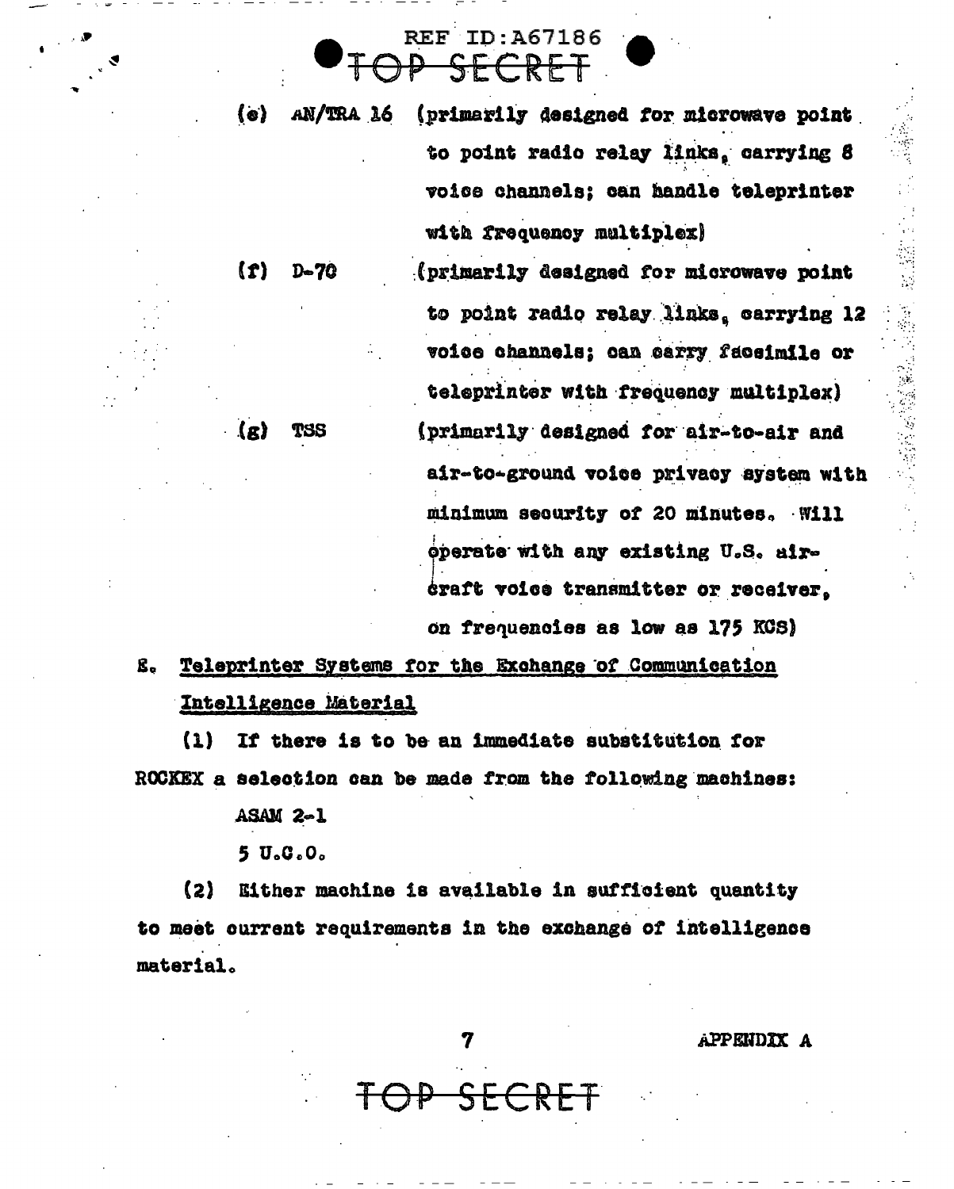(e) AN/TRA 16 (primarily designed for microwave point to point radio relay links, carrying 8 voice channels; can handle teleprinter with frequency multiplex)

(f) D-70 (primarily designed for microwave point to point radio relay links, carrying 12 voice channels; can carry facsimile or teleprinter with frequency multiplex)

(g) TSS (primarily designed for air-to-air and air-to-ground voice privacy system with minimum security of 20 minutes. Will operate with any existing U.S. aircraft voice transmitter or receiver, on frequencies as low as 175 KCS)

E. <u>Teleprinter Systems for the Exchange of Communication Intelligence Material</u>

(1) If there is to be an immediate substitution for ROCKEX a selection can be made from the following machines:

ASAM 2-1

5 U.C.O.

(2) Either machine is available in sufficient quantity to meet current requirements in the exchange of intelligence material.

APPENDIX A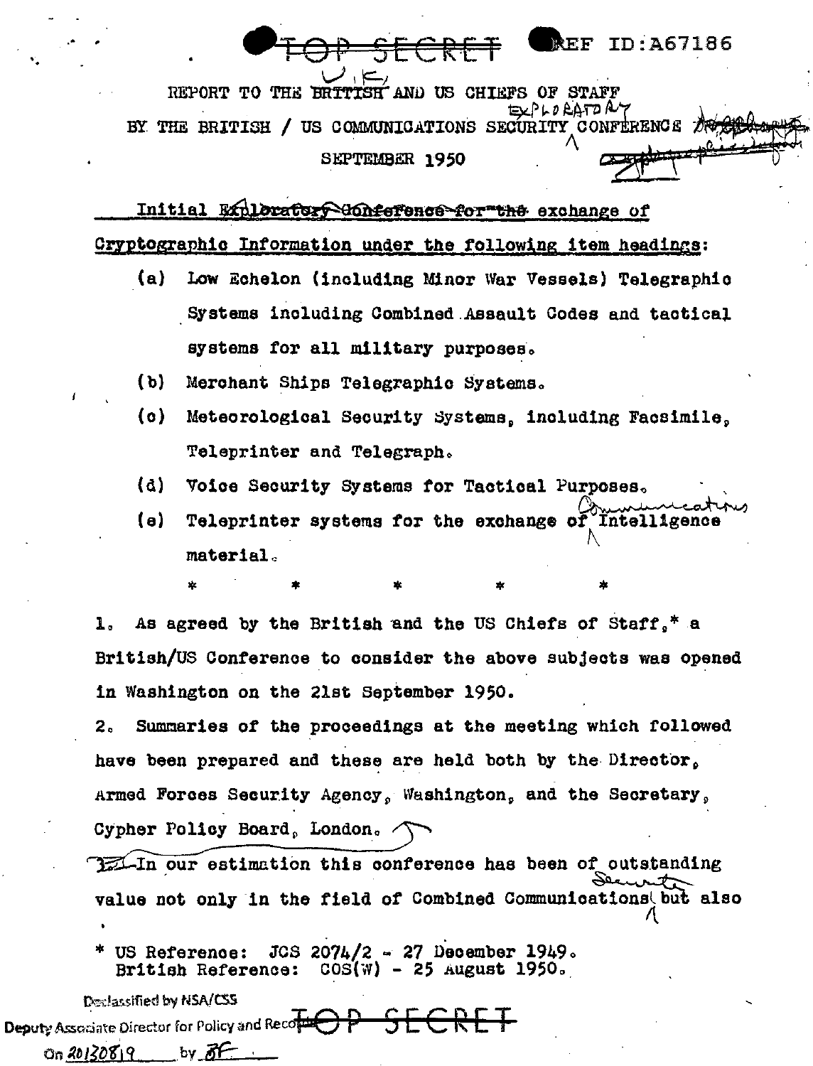TOP SECRET REF ID:A67186

REPORT TO THE ~~BRITISH~~ U.K. AND US CHIEFS OF STAFF

BY THE BRITISH / US COMMUNICATIONS SECURITY EXPLORATORY CONFERENCE

SEPTEMBER 1950

Initial ~~Exploratory Conference for the~~ exchange of Cryptographic Information under the following item headings:

(a) Low Echelon (including Minor War Vessels) Telegraphic Systems including Combined Assault Codes and tactical systems for all military purposes.

(b) Merchant Ships Telegraphic Systems.

(c) Meteorological Security Systems, including Facsimile, Teleprinter and Telegraph.

(d) Voice Security Systems for Tactical Purposes.

(e) Teleprinter systems for the exchange of Communications Intelligence material.

\* \* \* \* \*

1. As agreed by the British and the US Chiefs of Staff,\* a British/US Conference to consider the above subjects was opened in Washington on the 21st September 1950.

2. Summaries of the proceedings at the meeting which followed have been prepared and these are held both by the Director, Armed Forces Security Agency, Washington, and the Secretary, Cypher Policy Board, London.

~~3.~~ In our estimation this conference has been of outstanding value not only in the field of Combined Communications Security but also

\* US Reference: JCS 2074/2 - 27 December 1949.
British Reference: COS(W) - 25 August 1950.

Declassified by NSA/CSS Deputy Associate Director for Policy and Records On 20130819 by BF

TOP SECRET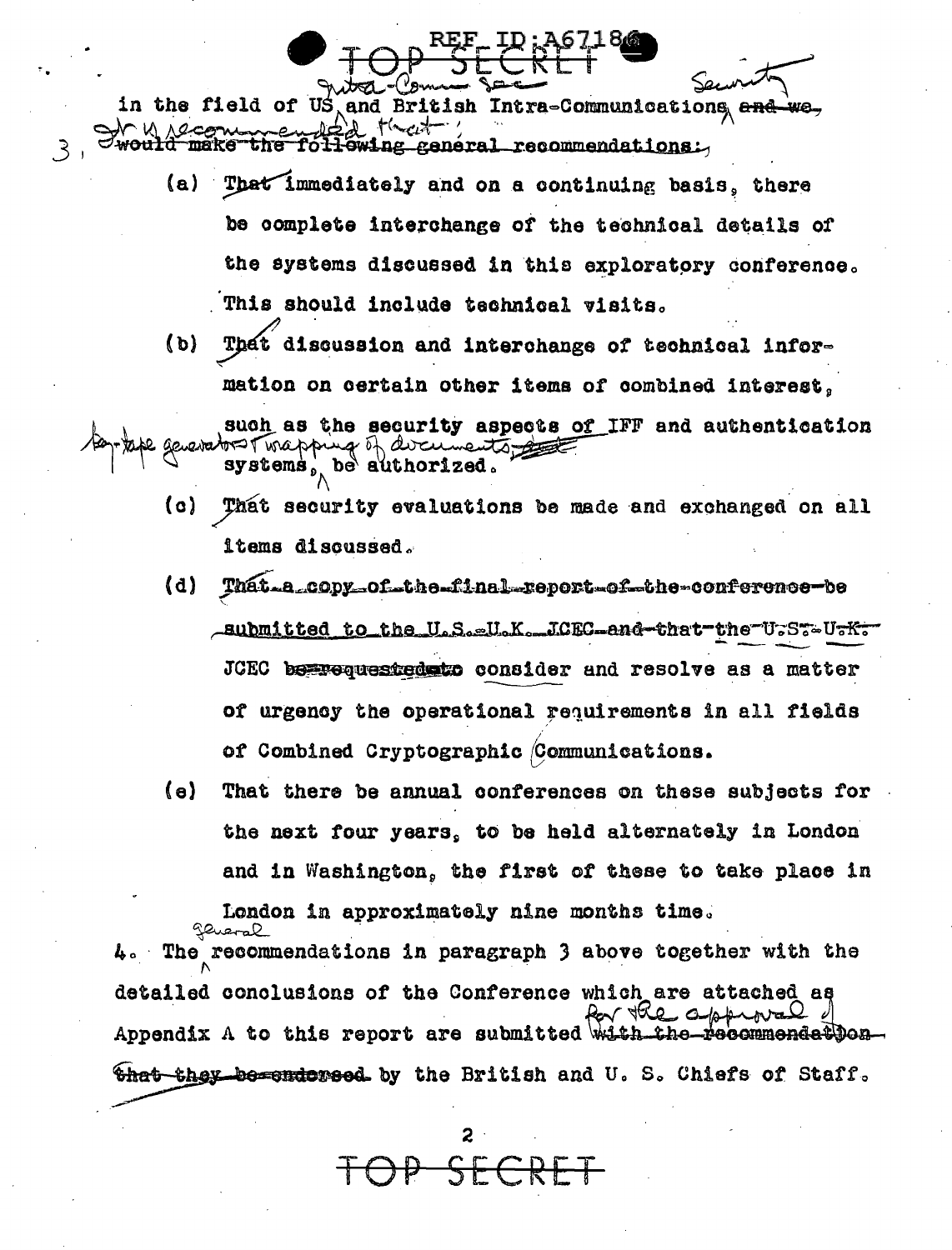in the field of US and British Intra-Communications Security, we recommended that:

3. (a) That immediately and on a continuing basis, there be complete interchange of the technical details of the systems discussed in this exploratory conference. This should include technical visits.

(b) That discussion and interchange of technical information on certain other items of combined interest, such as the security aspects of IFF and authentication systems, key-tape generators, wrapping of documents, be authorized.

(c) That security evaluations be made and exchanged on all items discussed.

(d) JCEC consider and resolve as a matter of urgency the operational requirements in all fields of Combined Cryptographic Communications.

(e) That there be annual conferences on these subjects for the next four years, to be held alternately in London and in Washington, the first of these to take place in London in approximately nine months time.

4. The general recommendations in paragraph 3 above together with the detailed conclusions of the Conference which are attached as Appendix A to this report are submitted for the approval of the British and U. S. Chiefs of Staff.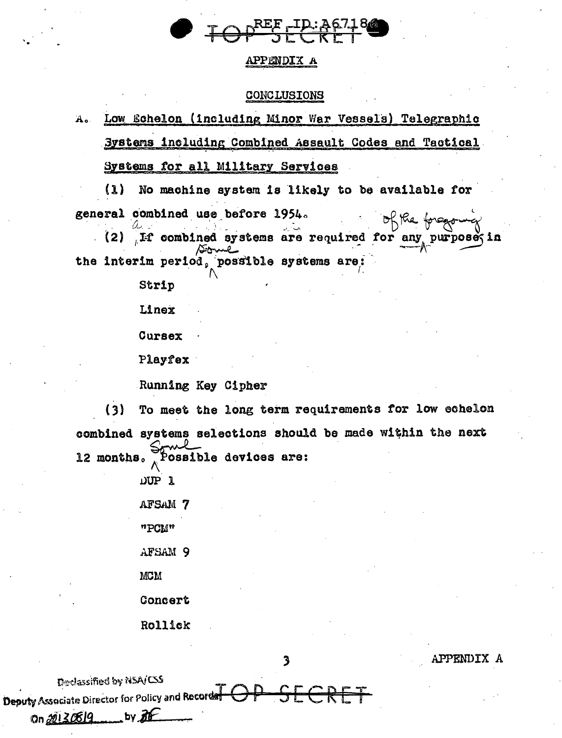TOP SECRET

## APPENDIX A

### CONCLUSIONS

A. Low Echelon (including Minor War Vessels) Telegraphic Systems including Combined Assault Codes and Tactical Systems for all Military Services

(1) No machine system is likely to be available for general combined use before 1954.

(2) If combined systems are required for any purpose of the foregoing in the interim period, some possible systems are:

- Strip
- Linex
- Cursex
- Playfex
- Running Key Cipher

(3) To meet the long term requirements for low echelon combined systems selections should be made within the next 12 months. Some Possible devices are:

- DUP 1
- AFSAM 7
- "PCM"
- AFSAM 9
- MCM
- Concert
- Rollick

APPENDIX A

TOP SECRET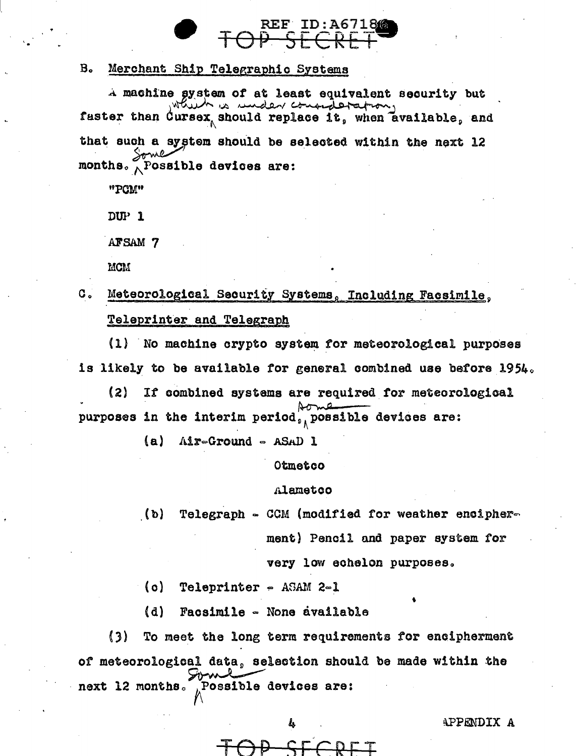B. Merchant Ship Telegraphic Systems

A machine system of at least equivalent security but faster than Cursex which is under consideration should replace it, when available, and that such a system should be selected within the next 12 months. Some Possible devices are:

"PCM"

DUP 1

AFSAM 7

MCM

C. Meteorological Security Systems, Including Facsimile, Teleprinter and Telegraph

(1) No machine crypto system for meteorological purposes is likely to be available for general combined use before 1954.

(2) If combined systems are required for meteorological purposes in the interim period, some possible devices are:

(a) Air-Ground - ASAD 1

Otmetco

Alametco

(b) Telegraph - CCM (modified for weather encipherment) Pencil and paper system for very low echelon purposes.

(c) Teleprinter - ASAM 2-1

(d) Facsimile - None available

(3) To meet the long term requirements for encipherment of meteorological data, selection should be made within the next 12 months. Some Possible devices are:

APPENDIX A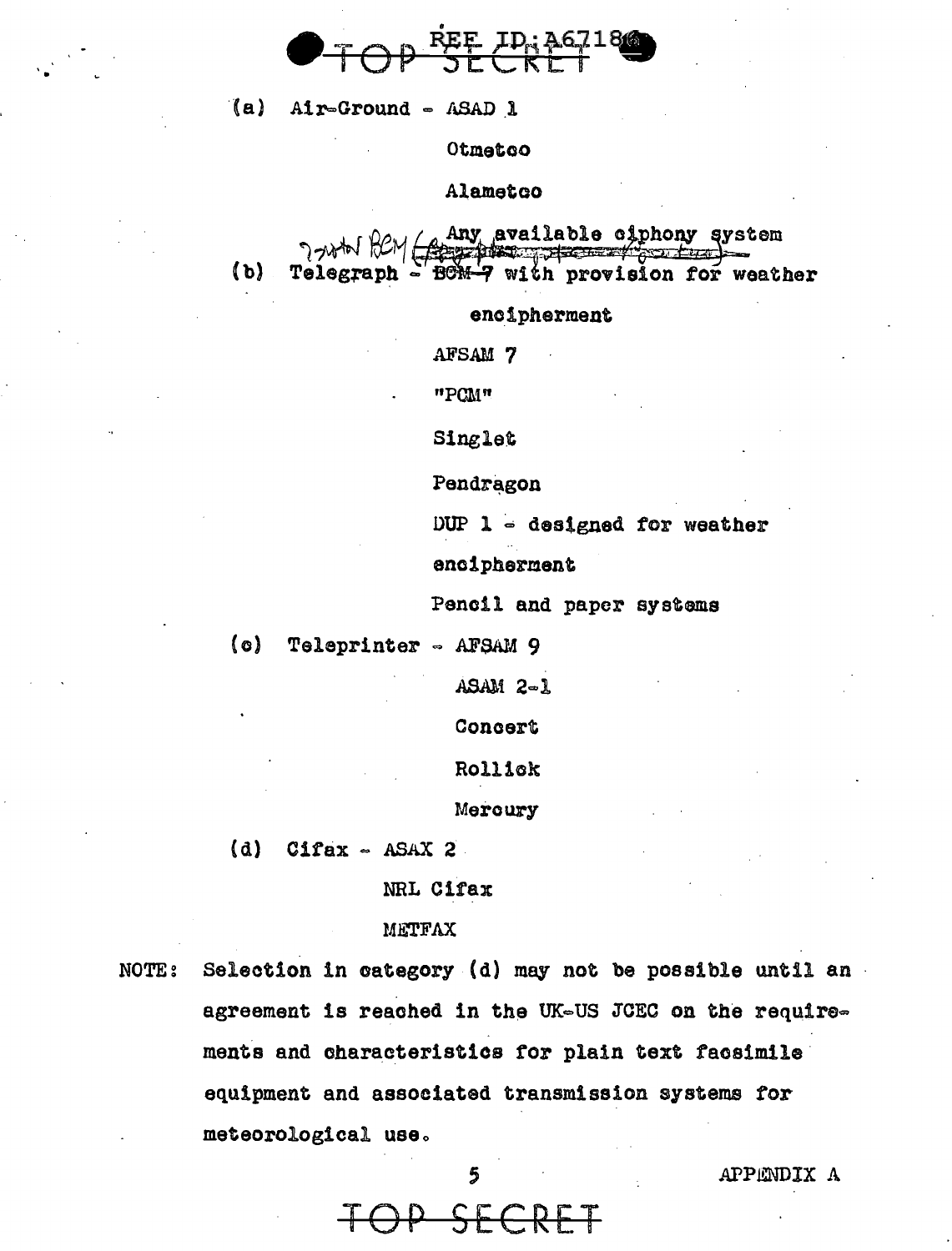(a) Air-Ground - ASAD 1

Otmetco

Alametco

Any available ciphony system

(b) Telegraph - ~~BCM 7~~ with provision for weather encipherment

AFSAM 7

"PCM"

Singlet

Pendragon

DUP 1 - designed for weather encipherment

Pencil and paper systems

(c) Teleprinter - AFSAM 9

ASAM 2-1

Concert

Rollick

Mercury

(d) Cifax - ASAX 2

NRL Cifax

METFAX

NOTE: Selection in category (d) may not be possible until an agreement is reached in the UK-US JCEC on the requirements and characteristics for plain text facsimile equipment and associated transmission systems for meteorological use.

APPENDIX A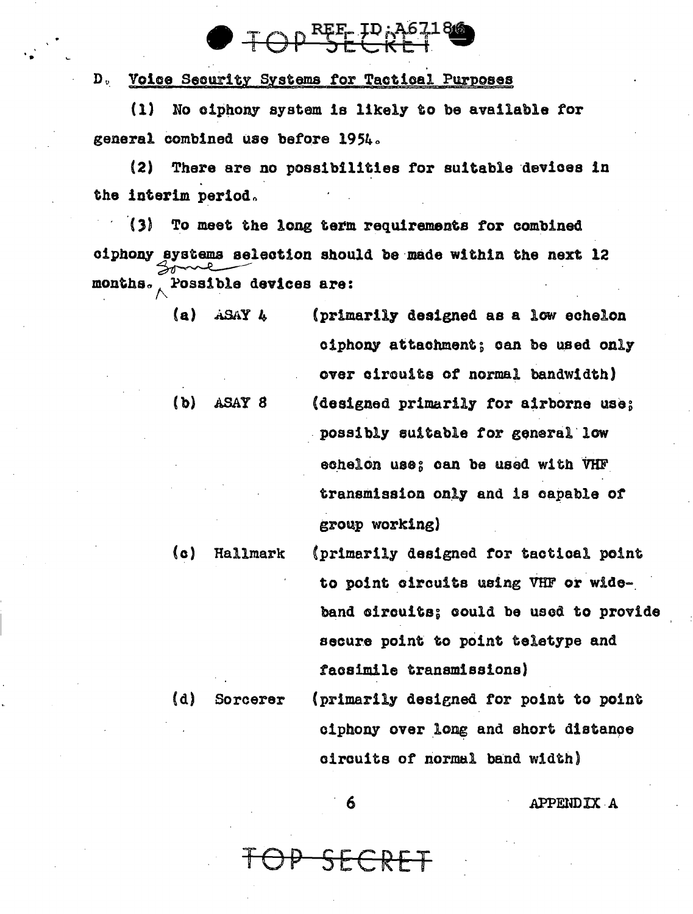D. Voice Security Systems for Tactical Purposes

(1) No ciphony system is likely to be available for general combined use before 1954.

(2) There are no possibilities for suitable devices in the interim period.

(3) To meet the long term requirements for combined ciphony systems selection should be made within the next 12 months. Some possible devices are:

(a) ASAY 4 (primarily designed as a low echelon ciphony attachment; can be used only over circuits of normal bandwidth)

(b) ASAY 8 (designed primarily for airborne use; possibly suitable for general low echelon use; can be used with VHF transmission only and is capable of group working)

(c) Hallmark (primarily designed for tactical point to point circuits using VHF or wide-band circuits; could be used to provide secure point to point teletype and facsimile transmissions)

(d) Sorcerer (primarily designed for point to point ciphony over long and short distance circuits of normal band width)

APPENDIX A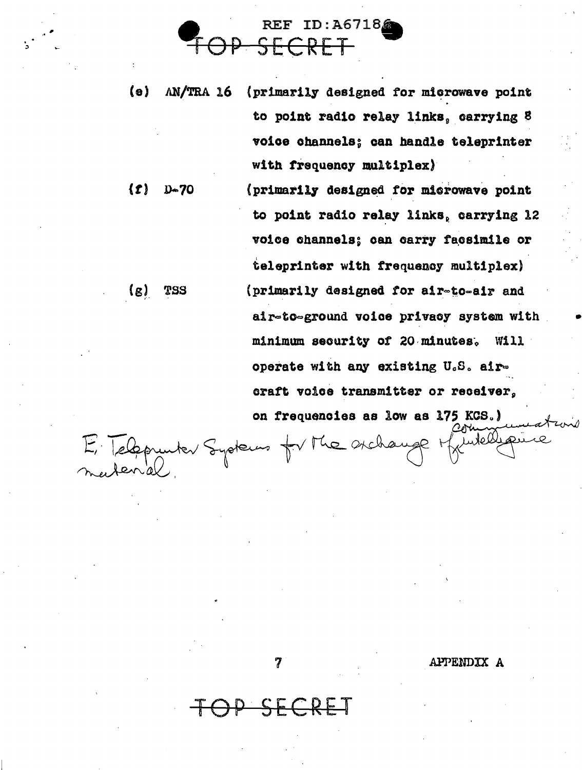TOP SECRET

(e) AN/TRA 16 (primarily designed for microwave point to point radio relay links, carrying 8 voice channels; can handle teleprinter with frequency multiplex)

(f) D-70 (primarily designed for microwave point to point radio relay links, carrying 12 voice channels; can carry facsimile or teleprinter with frequency multiplex)

(g) TSS (primarily designed for air-to-air and air-to-ground voice privacy system with minimum security of 20 minutes. Will operate with any existing U.S. aircraft voice transmitter or receiver, on frequencies as low as 175 KCS.)

E. Teleprinter Systems for the exchange of communications intelligence material.

APPENDIX A

TOP SECRET